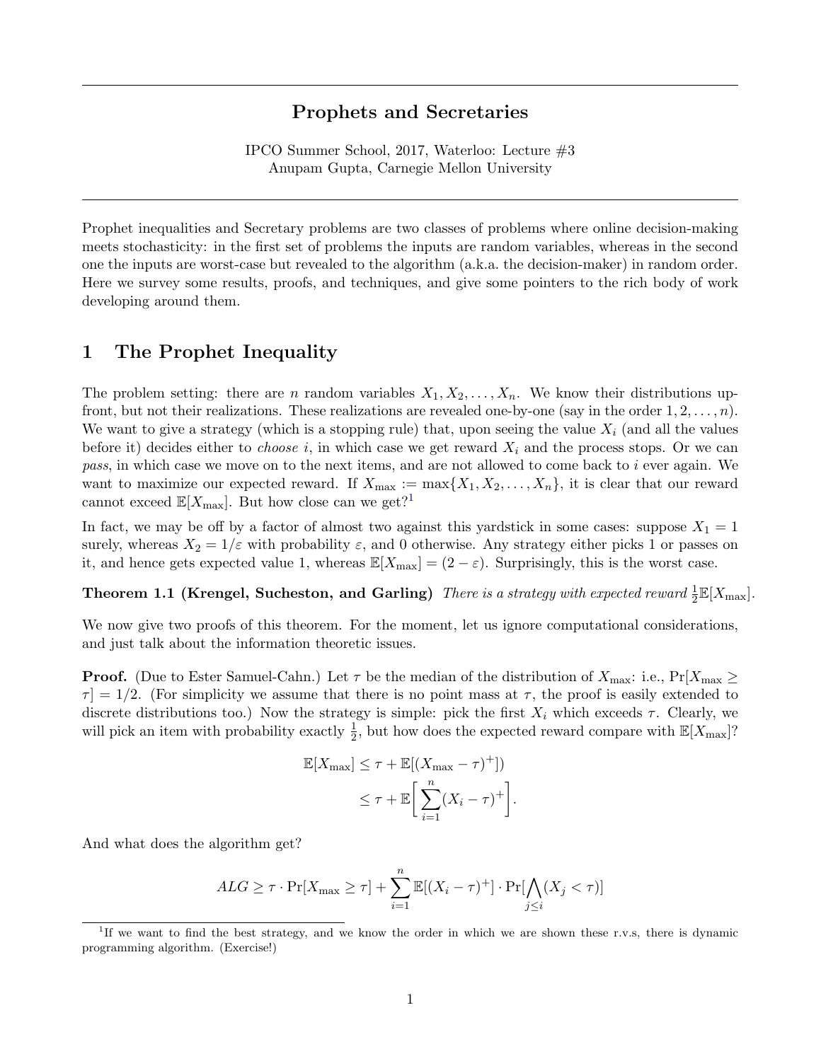# Prophets and Secretaries

IPCO Summer School, 2017, Waterloo: Lecture #3
Anupam Gupta, Carnegie Mellon University

---

Prophet inequalities and Secretary problems are two classes of problems where online decision-making meets stochasticity: in the first set of problems the inputs are random variables, whereas in the second one the inputs are worst-case but revealed to the algorithm (a.k.a. the decision-maker) in random order. Here we survey some results, proofs, and techniques, and give some pointers to the rich body of work developing around them.

## 1 The Prophet Inequality

The problem setting: there are $n$ random variables $X_1, X_2, \ldots, X_n$. We know their distributions upfront, but not their realizations. These realizations are revealed one-by-one (say in the order $1, 2, \ldots, n$). We want to give a strategy (which is a stopping rule) that, upon seeing the value $X_i$ (and all the values before it) decides either to *choose* $i$, in which case we get reward $X_i$ and the process stops. Or we can *pass*, in which case we move on to the next items, and are not allowed to come back to $i$ ever again. We want to maximize our expected reward. If $X_{\max} := \max\{X_1, X_2, \ldots, X_n\}$, it is clear that our reward cannot exceed $\mathbb{E}[X_{\max}]$. But how close can we get?[1]

In fact, we may be off by a factor of almost two against this yardstick in some cases: suppose $X_1 = 1$ surely, whereas $X_2 = 1/\varepsilon$ with probability $\varepsilon$, and 0 otherwise. Any strategy either picks 1 or passes on it, and hence gets expected value 1, whereas $\mathbb{E}[X_{\max}] = (2 - \varepsilon)$. Surprisingly, this is the worst case.

**Theorem 1.1 (Krengel, Sucheston, and Garling)** *There is a strategy with expected reward* $\frac{1}{2}\mathbb{E}[X_{\max}]$.

We now give two proofs of this theorem. For the moment, let us ignore computational considerations, and just talk about the information theoretic issues.

**Proof.** (Due to Ester Samuel-Cahn.) Let $\tau$ be the median of the distribution of $X_{\max}$: i.e., $\Pr[X_{\max} \geq \tau] = 1/2$. (For simplicity we assume that there is no point mass at $\tau$, the proof is easily extended to discrete distributions too.) Now the strategy is simple: pick the first $X_i$ which exceeds $\tau$. Clearly, we will pick an item with probability exactly $\frac{1}{2}$, but how does the expected reward compare with $\mathbb{E}[X_{\max}]$?

$$
\begin{aligned}
\mathbb{E}[X_{\max}] &\leq \tau + \mathbb{E}[(X_{\max} - \tau)^+]) \\
&\leq \tau + \mathbb{E}\bigg[\sum_{i=1}^{n} (X_i - \tau)^+\bigg].
\end{aligned}
$$

And what does the algorithm get?

$$
ALG \geq \tau \cdot \Pr[X_{\max} \geq \tau] + \sum_{i=1}^{n} \mathbb{E}[(X_i - \tau)^+] \cdot \Pr[\bigwedge_{j \leq i} (X_j < \tau)]
$$

---

[1] If we want to find the best strategy, and we know the order in which we are shown these r.v.s, there is dynamic programming algorithm. (Exercise!)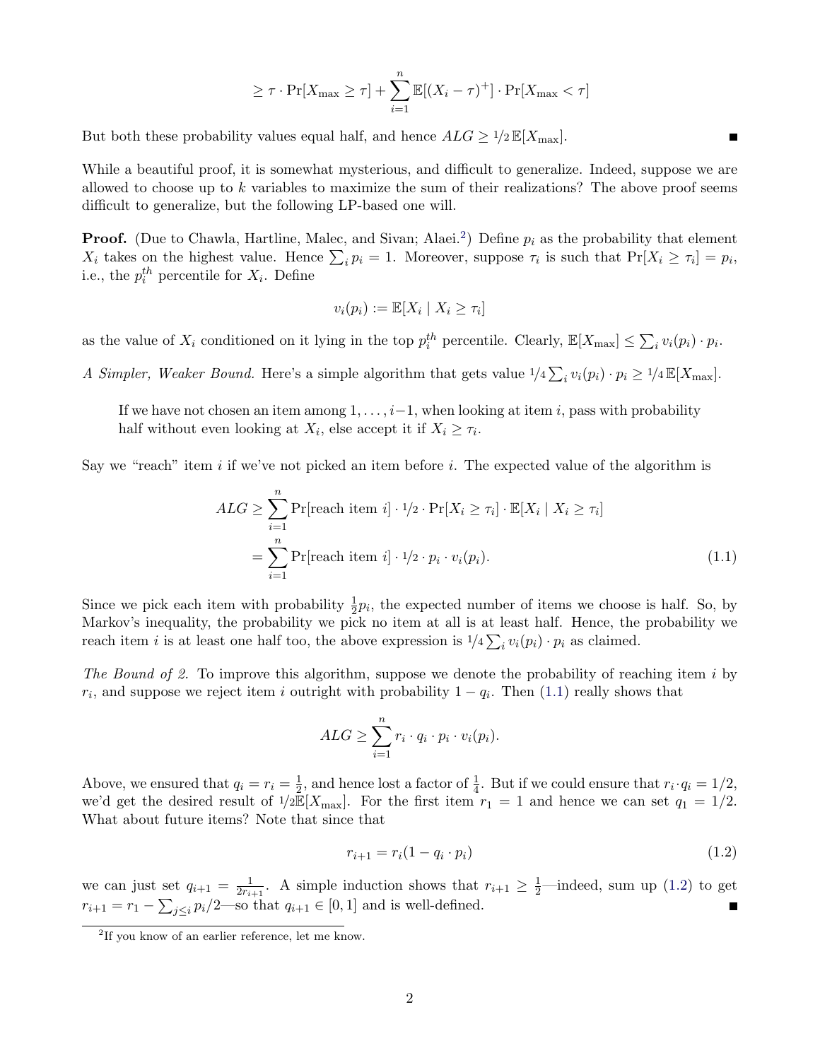$$\geq \tau \cdot \Pr[X_{\max} \geq \tau] + \sum_{i=1}^{n} \mathbb{E}[(X_i - \tau)^+] \cdot \Pr[X_{\max} < \tau]$$

But both these probability values equal half, and hence $ALG \geq 1/2\, \mathbb{E}[X_{\max}]$. ∎

While a beautiful proof, it is somewhat mysterious, and difficult to generalize. Indeed, suppose we are allowed to choose up to $k$ variables to maximize the sum of their realizations? The above proof seems difficult to generalize, but the following LP-based one will.

**Proof.** (Due to Chawla, Hartline, Malec, and Sivan; Alaei.[2]) Define $p_i$ as the probability that element $X_i$ takes on the highest value. Hence $\sum_i p_i = 1$. Moreover, suppose $\tau_i$ is such that $\Pr[X_i \geq \tau_i] = p_i$, i.e., the $p_i^{th}$ percentile for $X_i$. Define

$$v_i(p_i) := \mathbb{E}[X_i \mid X_i \geq \tau_i]$$

as the value of $X_i$ conditioned on it lying in the top $p_i^{th}$ percentile. Clearly, $\mathbb{E}[X_{\max}] \leq \sum_i v_i(p_i) \cdot p_i$.

*A Simpler, Weaker Bound.* Here's a simple algorithm that gets value $1/4 \sum_i v_i(p_i) \cdot p_i \geq 1/4\, \mathbb{E}[X_{\max}]$.

> If we have not chosen an item among $1, \ldots, i-1$, when looking at item $i$, pass with probability half without even looking at $X_i$, else accept it if $X_i \geq \tau_i$.

Say we "reach" item $i$ if we've not picked an item before $i$. The expected value of the algorithm is

$$ALG \geq \sum_{i=1}^{n} \Pr[\text{reach item } i] \cdot 1/2 \cdot \Pr[X_i \geq \tau_i] \cdot \mathbb{E}[X_i \mid X_i \geq \tau_i]$$

$$= \sum_{i=1}^{n} \Pr[\text{reach item } i] \cdot 1/2 \cdot p_i \cdot v_i(p_i). \tag{1.1}$$

Since we pick each item with probability $\frac{1}{2} p_i$, the expected number of items we choose is half. So, by Markov's inequality, the probability we pick no item at all is at least half. Hence, the probability we reach item $i$ is at least one half too, the above expression is $1/4 \sum_i v_i(p_i) \cdot p_i$ as claimed.

*The Bound of 2.* To improve this algorithm, suppose we denote the probability of reaching item $i$ by $r_i$, and suppose we reject item $i$ outright with probability $1 - q_i$. Then (1.1) really shows that

$$ALG \geq \sum_{i=1}^{n} r_i \cdot q_i \cdot p_i \cdot v_i(p_i).$$

Above, we ensured that $q_i = r_i = \frac{1}{2}$, and hence lost a factor of $\frac{1}{4}$. But if we could ensure that $r_i \cdot q_i = 1/2$, we'd get the desired result of $1/2 \mathbb{E}[X_{\max}]$. For the first item $r_1 = 1$ and hence we can set $q_1 = 1/2$. What about future items? Note that since that

$$r_{i+1} = r_i(1 - q_i \cdot p_i) \tag{1.2}$$

we can just set $q_{i+1} = \frac{1}{2r_{i+1}}$. A simple induction shows that $r_{i+1} \geq \frac{1}{2}$—indeed, sum up (1.2) to get $r_{i+1} = r_1 - \sum_{j \leq i} p_i/2$—so that $q_{i+1} \in [0, 1]$ and is well-defined. ∎

[2] If you know of an earlier reference, let me know.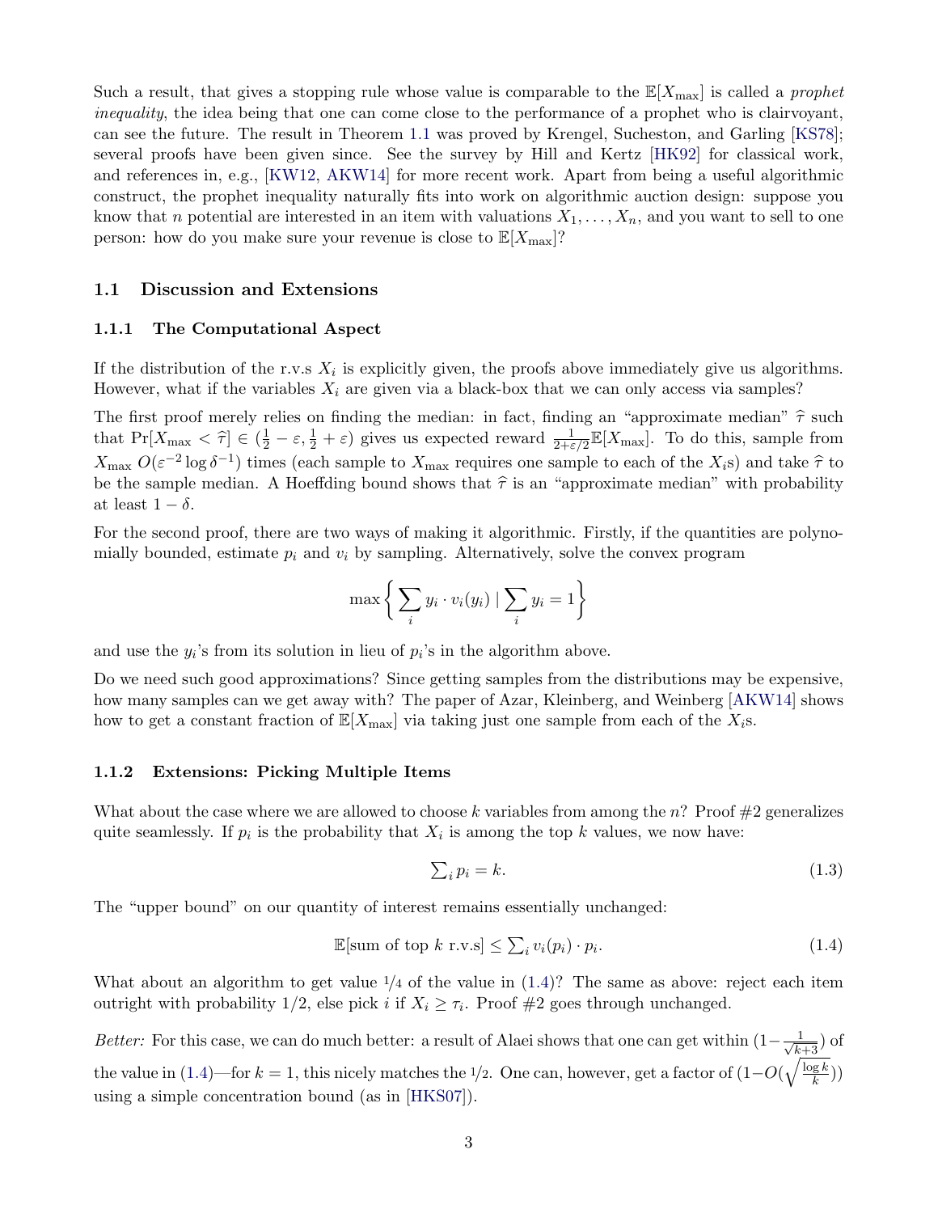Such a result, that gives a stopping rule whose value is comparable to the $\mathbb{E}[X_{\max}]$ is called a *prophet inequality*, the idea being that one can come close to the performance of a prophet who is clairvoyant, can see the future. The result in Theorem 1.1 was proved by Krengel, Sucheston, and Garling [KS78]; several proofs have been given since. See the survey by Hill and Kertz [HK92] for classical work, and references in, e.g., [KW12, AKW14] for more recent work. Apart from being a useful algorithmic construct, the prophet inequality naturally fits into work on algorithmic auction design: suppose you know that $n$ potential are interested in an item with valuations $X_1, \ldots, X_n$, and you want to sell to one person: how do you make sure your revenue is close to $\mathbb{E}[X_{\max}]$?

## 1.1 Discussion and Extensions

### 1.1.1 The Computational Aspect

If the distribution of the r.v.s $X_i$ is explicitly given, the proofs above immediately give us algorithms. However, what if the variables $X_i$ are given via a black-box that we can only access via samples?

The first proof merely relies on finding the median: in fact, finding an "approximate median" $\widehat{\tau}$ such that $\Pr[X_{\max} < \widehat{\tau}] \in (\frac{1}{2} - \varepsilon, \frac{1}{2} + \varepsilon)$ gives us expected reward $\frac{1}{2+\varepsilon/2}\mathbb{E}[X_{\max}]$. To do this, sample from $X_{\max}$ $O(\varepsilon^{-2} \log \delta^{-1})$ times (each sample to $X_{\max}$ requires one sample to each of the $X_i$s) and take $\widehat{\tau}$ to be the sample median. A Hoeffding bound shows that $\widehat{\tau}$ is an "approximate median" with probability at least $1 - \delta$.

For the second proof, there are two ways of making it algorithmic. Firstly, if the quantities are polynomially bounded, estimate $p_i$ and $v_i$ by sampling. Alternatively, solve the convex program

$$\max \left\{ \sum_i y_i \cdot v_i(y_i) \mid \sum_i y_i = 1 \right\}$$

and use the $y_i$'s from its solution in lieu of $p_i$'s in the algorithm above.

Do we need such good approximations? Since getting samples from the distributions may be expensive, how many samples can we get away with? The paper of Azar, Kleinberg, and Weinberg [AKW14] shows how to get a constant fraction of $\mathbb{E}[X_{\max}]$ via taking just one sample from each of the $X_i$s.

### 1.1.2 Extensions: Picking Multiple Items

What about the case where we are allowed to choose $k$ variables from among the $n$? Proof #2 generalizes quite seamlessly. If $p_i$ is the probability that $X_i$ is among the top $k$ values, we now have:

$$\textstyle\sum_i p_i = k. \tag{1.3}$$

The "upper bound" on our quantity of interest remains essentially unchanged:

$$\mathbb{E}[\text{sum of top } k \text{ r.v.s}] \leq \textstyle\sum_i v_i(p_i) \cdot p_i. \tag{1.4}$$

What about an algorithm to get value $1/4$ of the value in (1.4)? The same as above: reject each item outright with probability $1/2$, else pick $i$ if $X_i \geq \tau_i$. Proof #2 goes through unchanged.

*Better:* For this case, we can do much better: a result of Alaei shows that one can get within $(1 - \frac{1}{\sqrt{k+3}})$ of the value in (1.4)—for $k = 1$, this nicely matches the $1/2$. One can, however, get a factor of $(1 - O(\sqrt{\frac{\log k}{k}}))$ using a simple concentration bound (as in [HKS07]).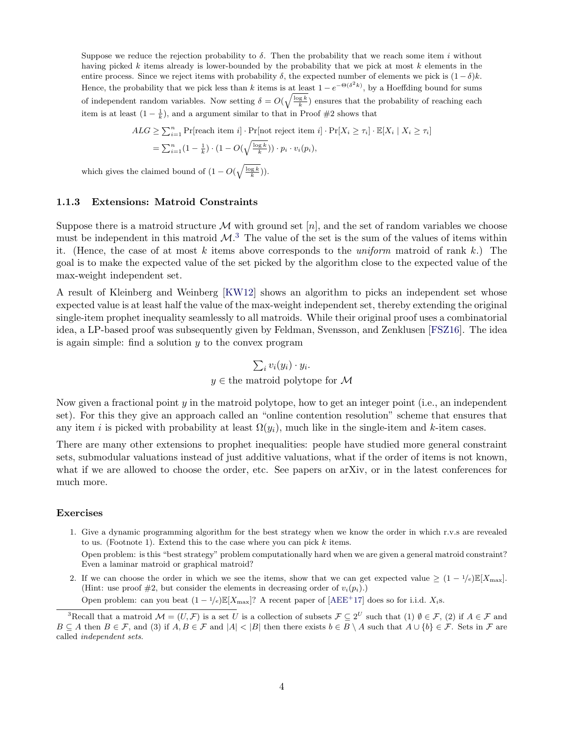Suppose we reduce the rejection probability to $\delta$. Then the probability that we reach some item $i$ without having picked $k$ items already is lower-bounded by the probability that we pick at most $k$ elements in the entire process. Since we reject items with probability $\delta$, the expected number of elements we pick is $(1-\delta)k$. Hence, the probability that we pick less than $k$ items is at least $1 - e^{-\Theta(\delta^2 k)}$, by a Hoeffding bound for sums of independent random variables. Now setting $\delta = O(\sqrt{\frac{\log k}{k}})$ ensures that the probability of reaching each item is at least $(1 - \frac{1}{k})$, and a argument similar to that in Proof #2 shows that

$$
\begin{aligned}
ALG &\geq \textstyle\sum_{i=1}^{n} \Pr[\text{reach item } i] \cdot \Pr[\text{not reject item } i] \cdot \Pr[X_i \geq \tau_i] \cdot \mathbb{E}[X_i \mid X_i \geq \tau_i] \\
&= \textstyle\sum_{i=1}^{n} (1 - \frac{1}{k}) \cdot (1 - O(\sqrt{\frac{\log k}{k}})) \cdot p_i \cdot v_i(p_i),
\end{aligned}
$$

which gives the claimed bound of $(1 - O(\sqrt{\frac{\log k}{k}}))$.

### 1.1.3 Extensions: Matroid Constraints

Suppose there is a matroid structure $\mathcal{M}$ with ground set $[n]$, and the set of random variables we choose must be independent in this matroid $\mathcal{M}$.[3] The value of the set is the sum of the values of items within it. (Hence, the case of at most $k$ items above corresponds to the *uniform* matroid of rank $k$.) The goal is to make the expected value of the set picked by the algorithm close to the expected value of the max-weight independent set.

A result of Kleinberg and Weinberg [KW12] shows an algorithm to picks an independent set whose expected value is at least half the value of the max-weight independent set, thereby extending the original single-item prophet inequality seamlessly to all matroids. While their original proof uses a combinatorial idea, a LP-based proof was subsequently given by Feldman, Svensson, and Zenklusen [FSZ16]. The idea is again simple: find a solution $y$ to the convex program

$$
\begin{gathered}
\textstyle\sum_i v_i(y_i) \cdot y_i. \\
y \in \text{the matroid polytope for } \mathcal{M}
\end{gathered}
$$

Now given a fractional point $y$ in the matroid polytope, how to get an integer point (i.e., an independent set). For this they give an approach called an "online contention resolution" scheme that ensures that any item $i$ is picked with probability at least $\Omega(y_i)$, much like in the single-item and $k$-item cases.

There are many other extensions to prophet inequalities: people have studied more general constraint sets, submodular valuations instead of just additive valuations, what if the order of items is not known, what if we are allowed to choose the order, etc. See papers on arXiv, or in the latest conferences for much more.

#### Exercises

1. Give a dynamic programming algorithm for the best strategy when we know the order in which r.v.s are revealed to us. (Footnote 1). Extend this to the case where you can pick $k$ items.

   Open problem: is this "best strategy" problem computationally hard when we are given a general matroid constraint? Even a laminar matroid or graphical matroid?

2. If we can choose the order in which we see the items, show that we can get expected value $\geq (1 - 1/e)\mathbb{E}[X_{\max}]$. (Hint: use proof #2, but consider the elements in decreasing order of $v_i(p_i)$.)

   Open problem: can you beat $(1 - 1/e)\mathbb{E}[X_{\max}]$? A recent paper of [AEE+17] does so for i.i.d. $X_i$s.

[3] Recall that a matroid $\mathcal{M} = (U, \mathcal{F})$ is a set $U$ is a collection of subsets $\mathcal{F} \subseteq 2^U$ such that (1) $\emptyset \in \mathcal{F}$, (2) if $A \in \mathcal{F}$ and $B \subseteq A$ then $B \in \mathcal{F}$, and (3) if $A, B \in \mathcal{F}$ and $|A| < |B|$ then there exists $b \in B \setminus A$ such that $A \cup \{b\} \in \mathcal{F}$. Sets in $\mathcal{F}$ are called *independent sets*.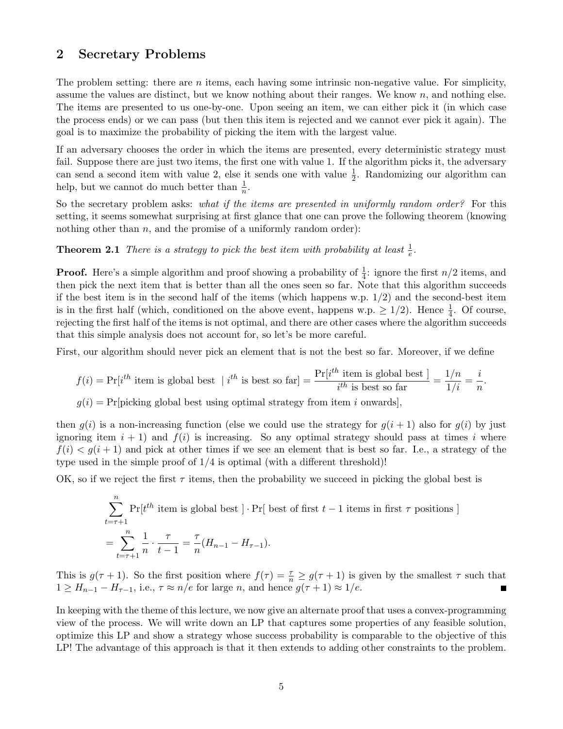## 2 Secretary Problems

The problem setting: there are $n$ items, each having some intrinsic non-negative value. For simplicity, assume the values are distinct, but we know nothing about their ranges. We know $n$, and nothing else. The items are presented to us one-by-one. Upon seeing an item, we can either pick it (in which case the process ends) or we can pass (but then this item is rejected and we cannot ever pick it again). The goal is to maximize the probability of picking the item with the largest value.

If an adversary chooses the order in which the items are presented, every deterministic strategy must fail. Suppose there are just two items, the first one with value 1. If the algorithm picks it, the adversary can send a second item with value 2, else it sends one with value $\frac{1}{2}$. Randomizing our algorithm can help, but we cannot do much better than $\frac{1}{n}$.

So the secretary problem asks: *what if the items are presented in uniformly random order?* For this setting, it seems somewhat surprising at first glance that one can prove the following theorem (knowing nothing other than $n$, and the promise of a uniformly random order):

**Theorem 2.1** *There is a strategy to pick the best item with probability at least* $\frac{1}{e}$.

**Proof.** Here's a simple algorithm and proof showing a probability of $\frac{1}{4}$: ignore the first $n/2$ items, and then pick the next item that is better than all the ones seen so far. Note that this algorithm succeeds if the best item is in the second half of the items (which happens w.p. $1/2$) and the second-best item is in the first half (which, conditioned on the above event, happens w.p. $\geq 1/2$). Hence $\frac{1}{4}$. Of course, rejecting the first half of the items is not optimal, and there are other cases where the algorithm succeeds that this simple analysis does not account for, so let's be more careful.

First, our algorithm should never pick an element that is not the best so far. Moreover, if we define

$$f(i) = \Pr[i^{th} \text{ item is global best } \mid i^{th} \text{ is best so far}] = \frac{\Pr[i^{th} \text{ item is global best }]}{i^{th} \text{ is best so far}} = \frac{1/n}{1/i} = \frac{i}{n}.$$

$$g(i) = \Pr[\text{picking global best using optimal strategy from item } i \text{ onwards}],$$

then $g(i)$ is a non-increasing function (else we could use the strategy for $g(i+1)$ also for $g(i)$ by just ignoring item $i+1$) and $f(i)$ is increasing. So any optimal strategy should pass at times $i$ where $f(i) < g(i+1)$ and pick at other times if we see an element that is best so far. I.e., a strategy of the type used in the simple proof of $1/4$ is optimal (with a different threshold)!

OK, so if we reject the first $\tau$ items, then the probability we succeed in picking the global best is

$$\sum_{t=\tau+1}^{n} \Pr[t^{th} \text{ item is global best }] \cdot \Pr[\text{ best of first } t-1 \text{ items in first } \tau \text{ positions }]$$

$$= \sum_{t=\tau+1}^{n} \frac{1}{n} \cdot \frac{\tau}{t-1} = \frac{\tau}{n}(H_{n-1} - H_{\tau-1}).$$

This is $g(\tau+1)$. So the first position where $f(\tau) = \frac{\tau}{n} \geq g(\tau+1)$ is given by the smallest $\tau$ such that $1 \geq H_{n-1} - H_{\tau-1}$, i.e., $\tau \approx n/e$ for large $n$, and hence $g(\tau+1) \approx 1/e$. ∎

In keeping with the theme of this lecture, we now give an alternate proof that uses a convex-programming view of the process. We will write down an LP that captures some properties of any feasible solution, optimize this LP and show a strategy whose success probability is comparable to the objective of this LP! The advantage of this approach is that it then extends to adding other constraints to the problem.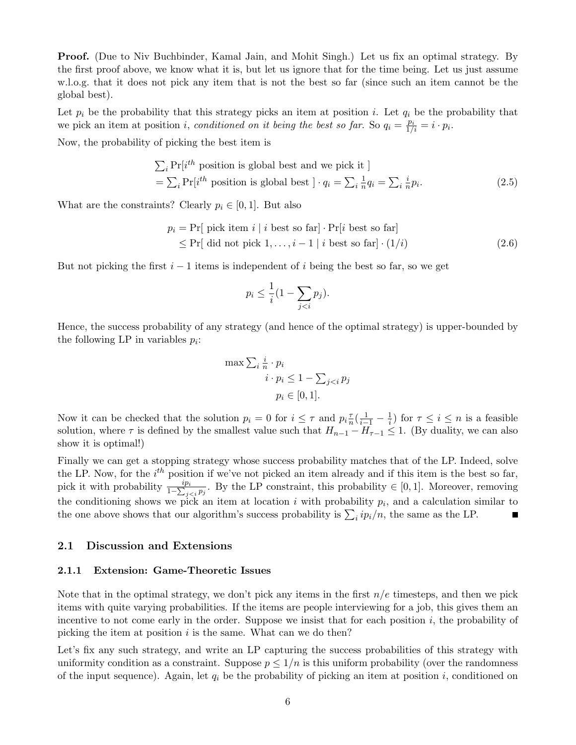**Proof.** (Due to Niv Buchbinder, Kamal Jain, and Mohit Singh.) Let us fix an optimal strategy. By the first proof above, we know what it is, but let us ignore that for the time being. Let us just assume w.l.o.g. that it does not pick any item that is not the best so far (since such an item cannot be the global best).

Let $p_i$ be the probability that this strategy picks an item at position $i$. Let $q_i$ be the probability that we pick an item at position $i$, *conditioned on it being the best so far.* So $q_i = \frac{p_i}{1/i} = i \cdot p_i$.

Now, the probability of picking the best item is

$$
\begin{aligned}
&\textstyle\sum_i \Pr[i^{th} \text{ position is global best and we pick it }] \\
&= \textstyle\sum_i \Pr[i^{th} \text{ position is global best }] \cdot q_i = \sum_i \frac{1}{n} q_i = \sum_i \frac{i}{n} p_i.
\end{aligned} \tag{2.5}
$$

What are the constraints? Clearly $p_i \in [0,1]$. But also

$$
\begin{aligned}
p_i &= \Pr[\text{ pick item } i \mid i \text{ best so far}] \cdot \Pr[i \text{ best so far}] \\
&\leq \Pr[\text{ did not pick } 1, \ldots, i-1 \mid i \text{ best so far}] \cdot (1/i)
\end{aligned} \tag{2.6}
$$

But not picking the first $i-1$ items is independent of $i$ being the best so far, so we get

$$
p_i \leq \frac{1}{i}(1 - \sum_{j<i} p_j).
$$

Hence, the success probability of any strategy (and hence of the optimal strategy) is upper-bounded by the following LP in variables $p_i$:

$$
\begin{aligned}
\max \textstyle\sum_i \frac{i}{n} \cdot p_i& \\
i \cdot p_i &\leq 1 - \textstyle\sum_{j<i} p_j \\
p_i &\in [0,1].
\end{aligned}
$$

Now it can be checked that the solution $p_i = 0$ for $i \leq \tau$ and $p_i \frac{\tau}{n}(\frac{1}{i-1} - \frac{1}{i})$ for $\tau \leq i \leq n$ is a feasible solution, where $\tau$ is defined by the smallest value such that $H_{n-1} - H_{\tau-1} \leq 1$. (By duality, we can also show it is optimal!)

Finally we can get a stopping strategy whose success probability matches that of the LP. Indeed, solve the LP. Now, for the $i^{th}$ position if we've not picked an item already and if this item is the best so far, pick it with probability $\frac{ip_i}{1-\sum_{j<i} p_j}$. By the LP constraint, this probability $\in [0,1]$. Moreover, removing the conditioning shows we pick an item at location $i$ with probability $p_i$, and a calculation similar to the one above shows that our algorithm's success probability is $\sum_i ip_i/n$, the same as the LP. ■

## 2.1 Discussion and Extensions

### 2.1.1 Extension: Game-Theoretic Issues

Note that in the optimal strategy, we don't pick any items in the first $n/e$ timesteps, and then we pick items with quite varying probabilities. If the items are people interviewing for a job, this gives them an incentive to not come early in the order. Suppose we insist that for each position $i$, the probability of picking the item at position $i$ is the same. What can we do then?

Let's fix any such strategy, and write an LP capturing the success probabilities of this strategy with uniformity condition as a constraint. Suppose $p \leq 1/n$ is this uniform probability (over the randomness of the input sequence). Again, let $q_i$ be the probability of picking an item at position $i$, conditioned on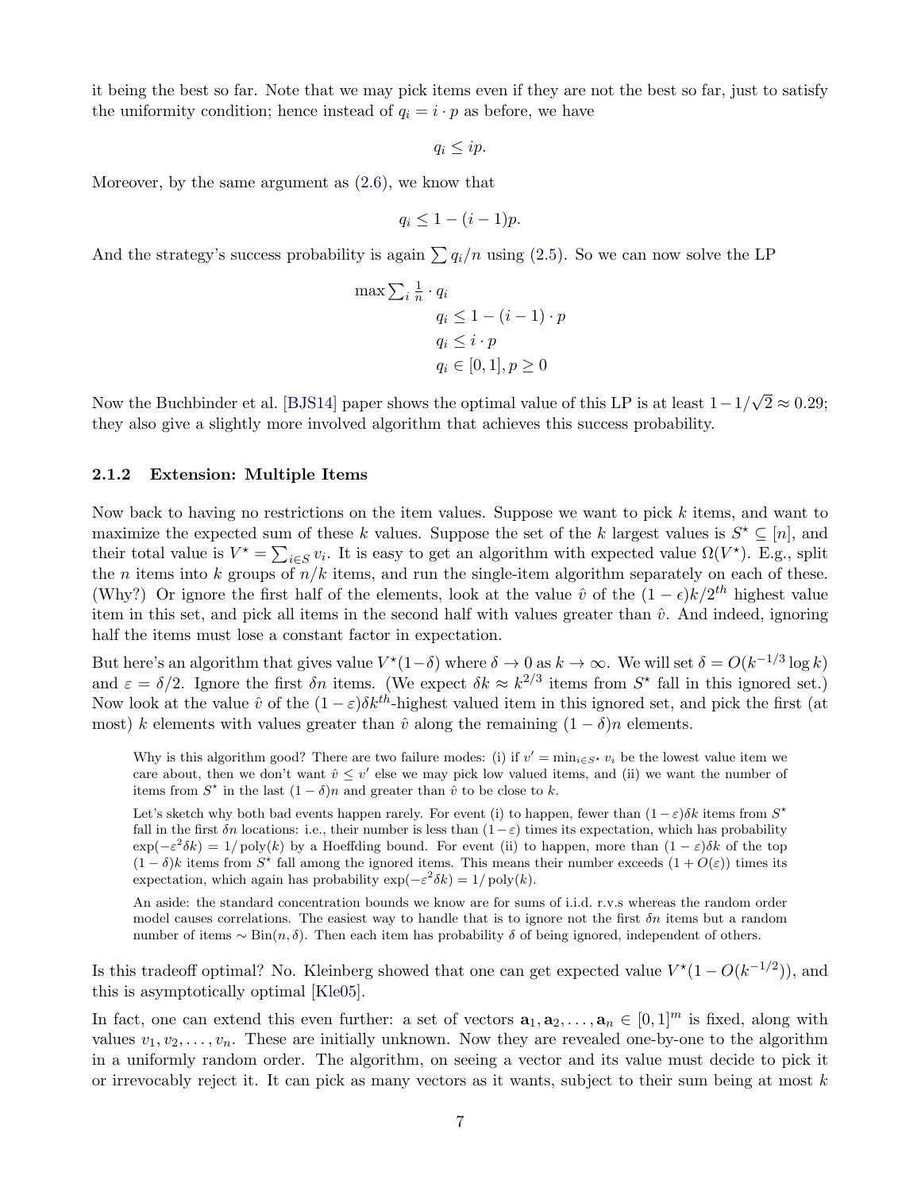it being the best so far. Note that we may pick items even if they are not the best so far, just to satisfy the uniformity condition; hence instead of $q_i = i \cdot p$ as before, we have

$$q_i \leq ip.$$

Moreover, by the same argument as (2.6), we know that

$$q_i \leq 1 - (i-1)p.$$

And the strategy's success probability is again $\sum q_i/n$ using (2.5). So we can now solve the LP

$$\begin{aligned} \max \textstyle\sum_i \frac{1}{n} \cdot q_i & \\ q_i &\leq 1 - (i-1) \cdot p \\ q_i &\leq i \cdot p \\ q_i &\in [0,1], p \geq 0 \end{aligned}$$

Now the Buchbinder et al. [BJS14] paper shows the optimal value of this LP is at least $1 - 1/\sqrt{2} \approx 0.29$; they also give a slightly more involved algorithm that achieves this success probability.

### 2.1.2 Extension: Multiple Items

Now back to having no restrictions on the item values. Suppose we want to pick $k$ items, and want to maximize the expected sum of these $k$ values. Suppose the set of the $k$ largest values is $S^\star \subseteq [n]$, and their total value is $V^\star = \sum_{i \in S} v_i$. It is easy to get an algorithm with expected value $\Omega(V^\star)$. E.g., split the $n$ items into $k$ groups of $n/k$ items, and run the single-item algorithm separately on each of these. (Why?) Or ignore the first half of the elements, look at the value $\hat{v}$ of the $(1-\epsilon)k/2^{th}$ highest value item in this set, and pick all items in the second half with values greater than $\hat{v}$. And indeed, ignoring half the items must lose a constant factor in expectation.

But here's an algorithm that gives value $V^\star(1-\delta)$ where $\delta \to 0$ as $k \to \infty$. We will set $\delta = O(k^{-1/3} \log k)$ and $\varepsilon = \delta/2$. Ignore the first $\delta n$ items. (We expect $\delta k \approx k^{2/3}$ items from $S^\star$ fall in this ignored set.) Now look at the value $\hat{v}$ of the $(1-\varepsilon)\delta k^{th}$-highest valued item in this ignored set, and pick the first (at most) $k$ elements with values greater than $\hat{v}$ along the remaining $(1-\delta)n$ elements.

> Why is this algorithm good? There are two failure modes: (i) if $v' = \min_{i \in S^\star} v_i$ be the lowest value item we care about, then we don't want $\hat{v} \leq v'$ else we may pick low valued items, and (ii) we want the number of items from $S^\star$ in the last $(1-\delta)n$ and greater than $\hat{v}$ to be close to $k$.
>
> Let's sketch why both bad events happen rarely. For event (i) to happen, fewer than $(1-\varepsilon)\delta k$ items from $S^\star$ fall in the first $\delta n$ locations: i.e., their number is less than $(1-\varepsilon)$ times its expectation, which has probability $\exp(-\varepsilon^2 \delta k) = 1/\operatorname{poly}(k)$ by a Hoeffding bound. For event (ii) to happen, more than $(1-\varepsilon)\delta k$ of the top $(1-\delta)k$ items from $S^\star$ fall among the ignored items. This means their number exceeds $(1 + O(\varepsilon))$ times its expectation, which again has probability $\exp(-\varepsilon^2 \delta k) = 1/\operatorname{poly}(k)$.
>
> An aside: the standard concentration bounds we know are for sums of i.i.d. r.v.s whereas the random order model causes correlations. The easiest way to handle that is to ignore not the first $\delta n$ items but a random number of items $\sim \text{Bin}(n, \delta)$. Then each item has probability $\delta$ of being ignored, independent of others.

Is this tradeoff optimal? No. Kleinberg showed that one can get expected value $V^\star(1 - O(k^{-1/2}))$, and this is asymptotically optimal [Kle05].

In fact, one can extend this even further: a set of vectors $\mathbf{a}_1, \mathbf{a}_2, \ldots, \mathbf{a}_n \in [0,1]^m$ is fixed, along with values $v_1, v_2, \ldots, v_n$. These are initially unknown. Now they are revealed one-by-one to the algorithm in a uniformly random order. The algorithm, on seeing a vector and its value must decide to pick it or irrevocably reject it. It can pick as many vectors as it wants, subject to their sum being at most $k$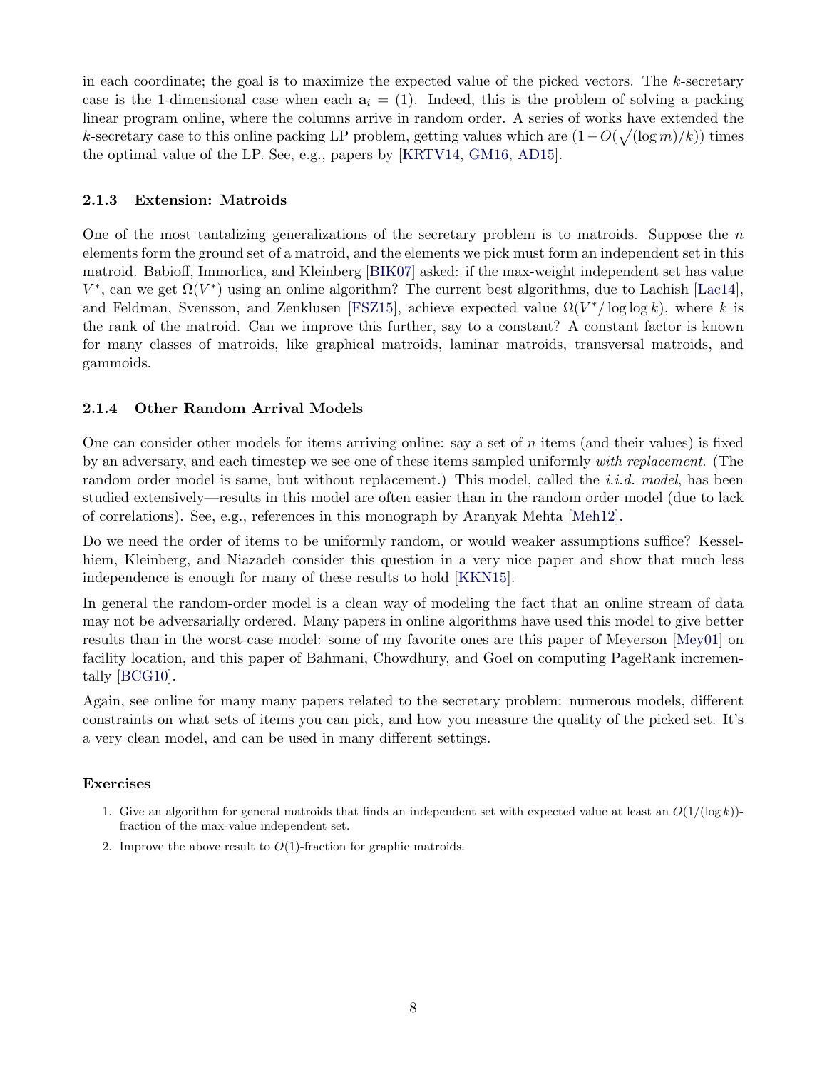in each coordinate; the goal is to maximize the expected value of the picked vectors. The $k$-secretary case is the 1-dimensional case when each $\mathbf{a}_i = (1)$. Indeed, this is the problem of solving a packing linear program online, where the columns arrive in random order. A series of works have extended the $k$-secretary case to this online packing LP problem, getting values which are $(1 - O(\sqrt{(\log m)/k}))$ times the optimal value of the LP. See, e.g., papers by [KRTV14, GM16, AD15].

### 2.1.3 Extension: Matroids

One of the most tantalizing generalizations of the secretary problem is to matroids. Suppose the $n$ elements form the ground set of a matroid, and the elements we pick must form an independent set in this matroid. Babioff, Immorlica, and Kleinberg [BIK07] asked: if the max-weight independent set has value $V^*$, can we get $\Omega(V^*)$ using an online algorithm? The current best algorithms, due to Lachish [Lac14], and Feldman, Svensson, and Zenklusen [FSZ15], achieve expected value $\Omega(V^*/\log\log k)$, where $k$ is the rank of the matroid. Can we improve this further, say to a constant? A constant factor is known for many classes of matroids, like graphical matroids, laminar matroids, transversal matroids, and gammoids.

### 2.1.4 Other Random Arrival Models

One can consider other models for items arriving online: say a set of $n$ items (and their values) is fixed by an adversary, and each timestep we see one of these items sampled uniformly *with replacement.* (The random order model is same, but without replacement.) This model, called the *i.i.d. model*, has been studied extensively—results in this model are often easier than in the random order model (due to lack of correlations). See, e.g., references in this monograph by Aranyak Mehta [Meh12].

Do we need the order of items to be uniformly random, or would weaker assumptions suffice? Kesselhiem, Kleinberg, and Niazadeh consider this question in a very nice paper and show that much less independence is enough for many of these results to hold [KKN15].

In general the random-order model is a clean way of modeling the fact that an online stream of data may not be adversarially ordered. Many papers in online algorithms have used this model to give better results than in the worst-case model: some of my favorite ones are this paper of Meyerson [Mey01] on facility location, and this paper of Bahmani, Chowdhury, and Goel on computing PageRank incrementally [BCG10].

Again, see online for many many papers related to the secretary problem: numerous models, different constraints on what sets of items you can pick, and how you measure the quality of the picked set. It's a very clean model, and can be used in many different settings.

#### Exercises

1. Give an algorithm for general matroids that finds an independent set with expected value at least an $O(1/(\log k))$-fraction of the max-value independent set.
2. Improve the above result to $O(1)$-fraction for graphic matroids.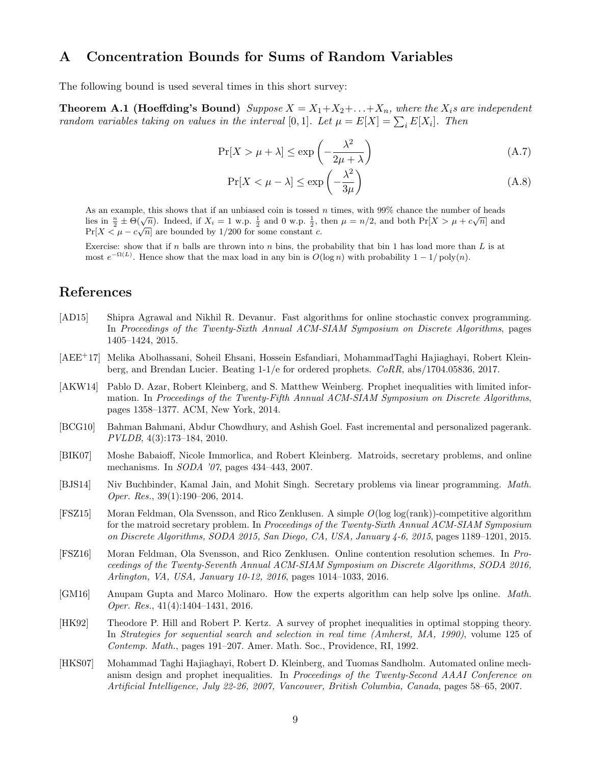## A Concentration Bounds for Sums of Random Variables

The following bound is used several times in this short survey:

**Theorem A.1 (Hoeffding's Bound)** *Suppose $X = X_1 + X_2 + \ldots + X_n$, where the $X_i$s are independent random variables taking on values in the interval $[0,1]$. Let $\mu = E[X] = \sum_i E[X_i]$. Then*

$$\Pr[X > \mu + \lambda] \leq \exp\left(-\frac{\lambda^2}{2\mu + \lambda}\right) \tag{A.7}$$

$$\Pr[X < \mu - \lambda] \leq \exp\left(-\frac{\lambda^2}{3\mu}\right) \tag{A.8}$$

As an example, this shows that if an unbiased coin is tossed $n$ times, with 99% chance the number of heads lies in $\frac{n}{2} \pm \Theta(\sqrt{n})$. Indeed, if $X_i = 1$ w.p. $\frac{1}{2}$ and 0 w.p. $\frac{1}{2}$, then $\mu = n/2$, and both $\Pr[X > \mu + c\sqrt{n}]$ and $\Pr[X < \mu - c\sqrt{n}]$ are bounded by $1/200$ for some constant $c$.

Exercise: show that if $n$ balls are thrown into $n$ bins, the probability that bin 1 has load more than $L$ is at most $e^{-\Omega(L)}$. Hence show that the max load in any bin is $O(\log n)$ with probability $1 - 1/\operatorname{poly}(n)$.

## References

[AD15] Shipra Agrawal and Nikhil R. Devanur. Fast algorithms for online stochastic convex programming. In *Proceedings of the Twenty-Sixth Annual ACM-SIAM Symposium on Discrete Algorithms*, pages 1405–1424, 2015.

[AEE+17] Melika Abolhassani, Soheil Ehsani, Hossein Esfandiari, MohammadTaghi Hajiaghayi, Robert Kleinberg, and Brendan Lucier. Beating 1-1/e for ordered prophets. *CoRR*, abs/1704.05836, 2017.

[AKW14] Pablo D. Azar, Robert Kleinberg, and S. Matthew Weinberg. Prophet inequalities with limited information. In *Proceedings of the Twenty-Fifth Annual ACM-SIAM Symposium on Discrete Algorithms*, pages 1358–1377. ACM, New York, 2014.

[BCG10] Bahman Bahmani, Abdur Chowdhury, and Ashish Goel. Fast incremental and personalized pagerank. *PVLDB*, 4(3):173–184, 2010.

[BIK07] Moshe Babaioff, Nicole Immorlica, and Robert Kleinberg. Matroids, secretary problems, and online mechanisms. In *SODA '07*, pages 434–443, 2007.

[BJS14] Niv Buchbinder, Kamal Jain, and Mohit Singh. Secretary problems via linear programming. *Math. Oper. Res.*, 39(1):190–206, 2014.

[FSZ15] Moran Feldman, Ola Svensson, and Rico Zenklusen. A simple $O(\log \log(\text{rank}))$-competitive algorithm for the matroid secretary problem. In *Proceedings of the Twenty-Sixth Annual ACM-SIAM Symposium on Discrete Algorithms, SODA 2015, San Diego, CA, USA, January 4-6, 2015*, pages 1189–1201, 2015.

[FSZ16] Moran Feldman, Ola Svensson, and Rico Zenklusen. Online contention resolution schemes. In *Proceedings of the Twenty-Seventh Annual ACM-SIAM Symposium on Discrete Algorithms, SODA 2016, Arlington, VA, USA, January 10-12, 2016*, pages 1014–1033, 2016.

[GM16] Anupam Gupta and Marco Molinaro. How the experts algorithm can help solve lps online. *Math. Oper. Res.*, 41(4):1404–1431, 2016.

[HK92] Theodore P. Hill and Robert P. Kertz. A survey of prophet inequalities in optimal stopping theory. In *Strategies for sequential search and selection in real time (Amherst, MA, 1990)*, volume 125 of *Contemp. Math.*, pages 191–207. Amer. Math. Soc., Providence, RI, 1992.

[HKS07] Mohammad Taghi Hajiaghayi, Robert D. Kleinberg, and Tuomas Sandholm. Automated online mechanism design and prophet inequalities. In *Proceedings of the Twenty-Second AAAI Conference on Artificial Intelligence, July 22-26, 2007, Vancouver, British Columbia, Canada*, pages 58–65, 2007.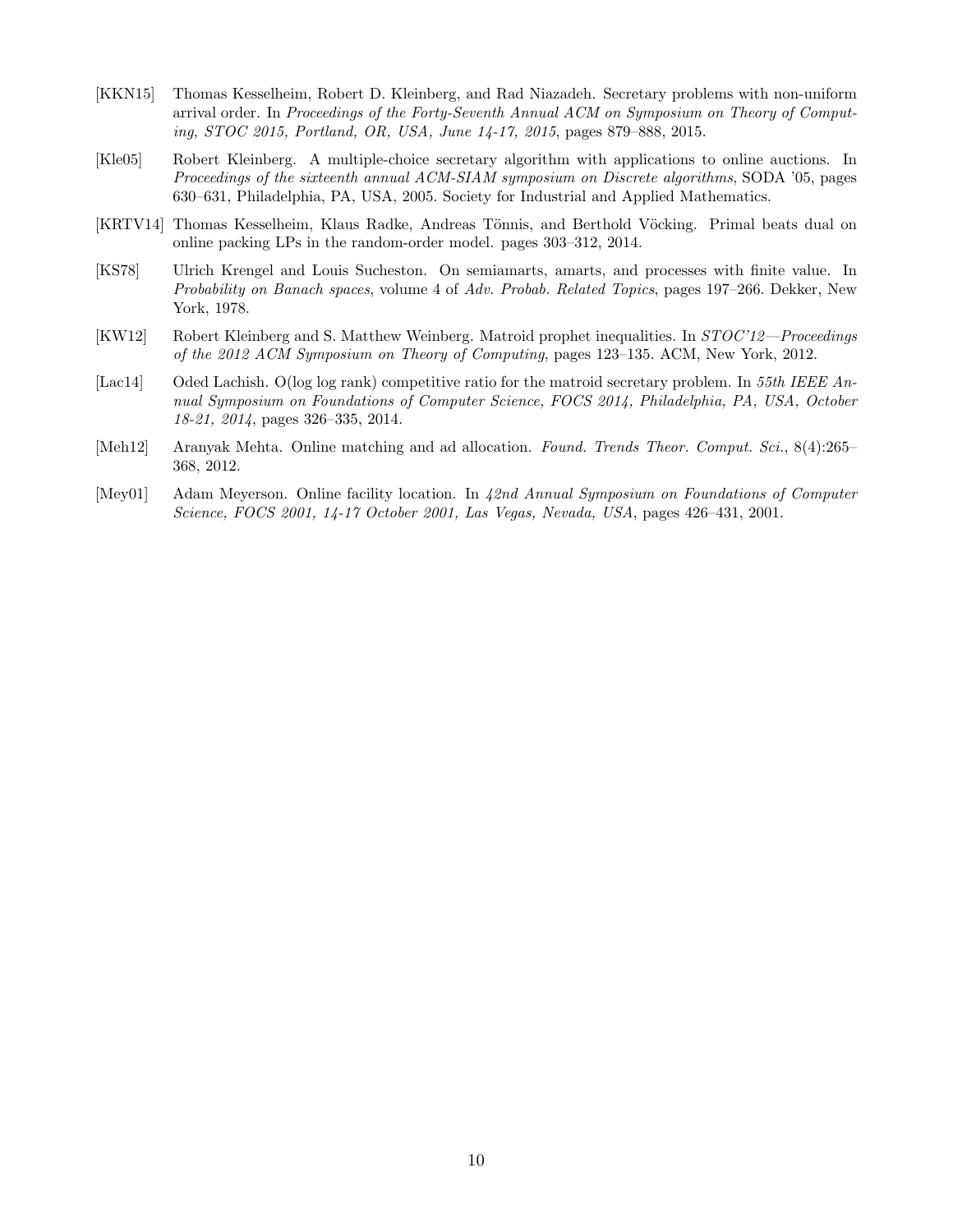[KKN15] Thomas Kesselheim, Robert D. Kleinberg, and Rad Niazadeh. Secretary problems with non-uniform arrival order. In *Proceedings of the Forty-Seventh Annual ACM on Symposium on Theory of Computing, STOC 2015, Portland, OR, USA, June 14-17, 2015*, pages 879–888, 2015.

[Kle05] Robert Kleinberg. A multiple-choice secretary algorithm with applications to online auctions. In *Proceedings of the sixteenth annual ACM-SIAM symposium on Discrete algorithms*, SODA '05, pages 630–631, Philadelphia, PA, USA, 2005. Society for Industrial and Applied Mathematics.

[KRTV14] Thomas Kesselheim, Klaus Radke, Andreas Tönnis, and Berthold Vöcking. Primal beats dual on online packing LPs in the random-order model. pages 303–312, 2014.

[KS78] Ulrich Krengel and Louis Sucheston. On semiamarts, amarts, and processes with finite value. In *Probability on Banach spaces*, volume 4 of *Adv. Probab. Related Topics*, pages 197–266. Dekker, New York, 1978.

[KW12] Robert Kleinberg and S. Matthew Weinberg. Matroid prophet inequalities. In *STOC'12—Proceedings of the 2012 ACM Symposium on Theory of Computing*, pages 123–135. ACM, New York, 2012.

[Lac14] Oded Lachish. O(log log rank) competitive ratio for the matroid secretary problem. In *55th IEEE Annual Symposium on Foundations of Computer Science, FOCS 2014, Philadelphia, PA, USA, October 18-21, 2014*, pages 326–335, 2014.

[Meh12] Aranyak Mehta. Online matching and ad allocation. *Found. Trends Theor. Comput. Sci.*, 8(4):265–368, 2012.

[Mey01] Adam Meyerson. Online facility location. In *42nd Annual Symposium on Foundations of Computer Science, FOCS 2001, 14-17 October 2001, Las Vegas, Nevada, USA*, pages 426–431, 2001.